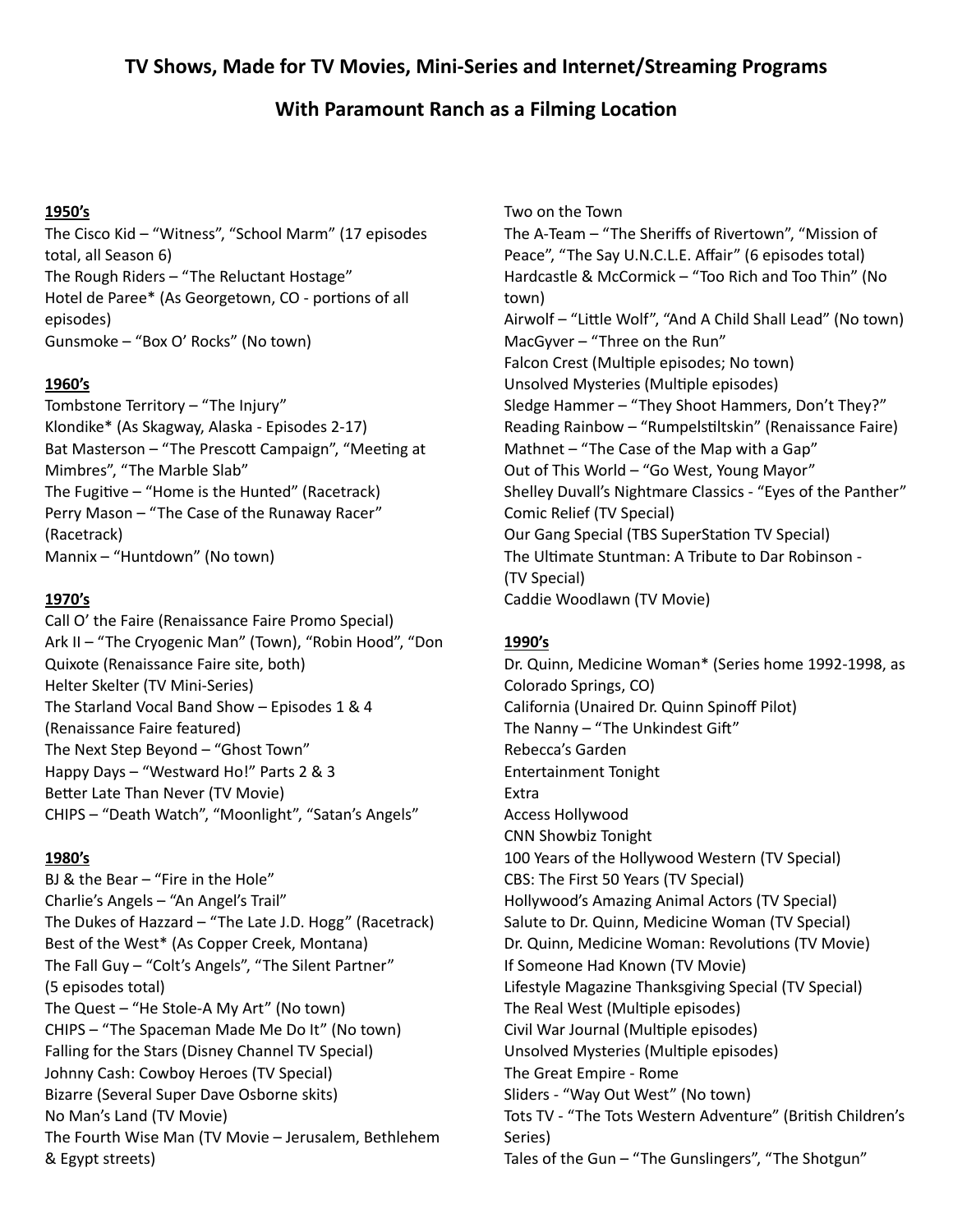# TV Shows, Made for TV Movies, Mini-Series and Internet/Streaming Programs

## With Paramount Ranch as a Filming Location

**1950's**

The Cisco Kid – "Witness", "School Marm" (17 episodes total, all Season 6)
The Rough Riders – "The Reluctant Hostage"
Hotel de Paree* (As Georgetown, CO - portions of all episodes)
Gunsmoke – "Box O' Rocks" (No town)

**1960's**

Tombstone Territory – "The Injury"
Klondike* (As Skagway, Alaska - Episodes 2-17)
Bat Masterson – "The Prescott Campaign", "Meeting at Mimbres", "The Marble Slab"
The Fugitive – "Home is the Hunted" (Racetrack)
Perry Mason – "The Case of the Runaway Racer" (Racetrack)
Mannix – "Huntdown" (No town)

**1970's**

Call O' the Faire (Renaissance Faire Promo Special)
Ark II – "The Cryogenic Man" (Town), "Robin Hood", "Don Quixote (Renaissance Faire site, both)
Helter Skelter (TV Mini-Series)
The Starland Vocal Band Show – Episodes 1 & 4 (Renaissance Faire featured)
The Next Step Beyond – "Ghost Town"
Happy Days – "Westward Ho!" Parts 2 & 3
Better Late Than Never (TV Movie)
CHIPS – "Death Watch", "Moonlight", "Satan's Angels"

**1980's**

BJ & the Bear – "Fire in the Hole"
Charlie's Angels – "An Angel's Trail"
The Dukes of Hazzard – "The Late J.D. Hogg" (Racetrack)
Best of the West* (As Copper Creek, Montana)
The Fall Guy – "Colt's Angels", "The Silent Partner" (5 episodes total)
The Quest – "He Stole-A My Art" (No town)
CHIPS – "The Spaceman Made Me Do It" (No town)
Falling for the Stars (Disney Channel TV Special)
Johnny Cash: Cowboy Heroes (TV Special)
Bizarre (Several Super Dave Osborne skits)
No Man's Land (TV Movie)
The Fourth Wise Man (TV Movie – Jerusalem, Bethlehem & Egypt streets)
Two on the Town
The A-Team – "The Sheriffs of Rivertown", "Mission of Peace", "The Say U.N.C.L.E. Affair" (6 episodes total)
Hardcastle & McCormick – "Too Rich and Too Thin" (No town)
Airwolf – "Little Wolf", "And A Child Shall Lead" (No town)
MacGyver – "Three on the Run"
Falcon Crest (Multiple episodes; No town)
Unsolved Mysteries (Multiple episodes)
Sledge Hammer – "They Shoot Hammers, Don't They?"
Reading Rainbow – "Rumpelstiltskin" (Renaissance Faire)
Mathnet – "The Case of the Map with a Gap"
Out of This World – "Go West, Young Mayor"
Shelley Duvall's Nightmare Classics - "Eyes of the Panther"
Comic Relief (TV Special)
Our Gang Special (TBS SuperStation TV Special)
The Ultimate Stuntman: A Tribute to Dar Robinson - (TV Special)
Caddie Woodlawn (TV Movie)

**1990's**

Dr. Quinn, Medicine Woman* (Series home 1992-1998, as Colorado Springs, CO)
California (Unaired Dr. Quinn Spinoff Pilot)
The Nanny – "The Unkindest Gift"
Rebecca's Garden
Entertainment Tonight
Extra
Access Hollywood
CNN Showbiz Tonight
100 Years of the Hollywood Western (TV Special)
CBS: The First 50 Years (TV Special)
Hollywood's Amazing Animal Actors (TV Special)
Salute to Dr. Quinn, Medicine Woman (TV Special)
Dr. Quinn, Medicine Woman: Revolutions (TV Movie)
If Someone Had Known (TV Movie)
Lifestyle Magazine Thanksgiving Special (TV Special)
The Real West (Multiple episodes)
Civil War Journal (Multiple episodes)
Unsolved Mysteries (Multiple episodes)
The Great Empire - Rome
Sliders - "Way Out West" (No town)
Tots TV - "The Tots Western Adventure" (British Children's Series)
Tales of the Gun – "The Gunslingers", "The Shotgun"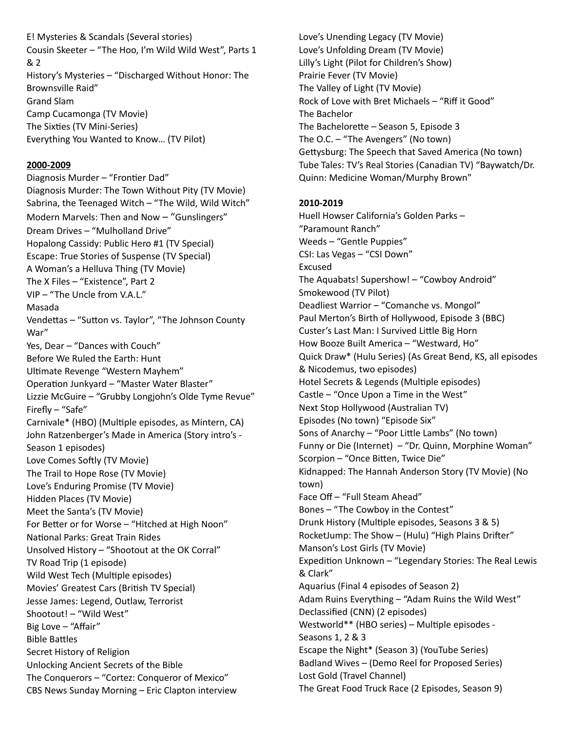E! Mysteries & Scandals (Several stories)
Cousin Skeeter – "The Hoo, I'm Wild Wild West", Parts 1 & 2
History's Mysteries – "Discharged Without Honor: The Brownsville Raid"
Grand Slam
Camp Cucamonga (TV Movie)
The Sixties (TV Mini-Series)
Everything You Wanted to Know… (TV Pilot)

**2000-2009**

Diagnosis Murder – "Frontier Dad"
Diagnosis Murder: The Town Without Pity (TV Movie)
Sabrina, the Teenaged Witch – "The Wild, Wild Witch"
Modern Marvels: Then and Now – "Gunslingers"
Dream Drives – "Mulholland Drive"
Hopalong Cassidy: Public Hero #1 (TV Special)
Escape: True Stories of Suspense (TV Special)
A Woman's a Helluva Thing (TV Movie)
The X Files – "Existence", Part 2
VIP – "The Uncle from V.A.L."
Masada
Vendettas – "Sutton vs. Taylor", "The Johnson County War"
Yes, Dear – "Dances with Couch"
Before We Ruled the Earth: Hunt
Ultimate Revenge "Western Mayhem"
Operation Junkyard – "Master Water Blaster"
Lizzie McGuire – "Grubby Longjohn's Olde Tyme Revue"
Firefly – "Safe"
Carnivale* (HBO) (Multiple episodes, as Mintern, CA)
John Ratzenberger's Made in America (Story intro's - Season 1 episodes)
Love Comes Softly (TV Movie)
The Trail to Hope Rose (TV Movie)
Love's Enduring Promise (TV Movie)
Hidden Places (TV Movie)
Meet the Santa's (TV Movie)
For Better or for Worse – "Hitched at High Noon"
National Parks: Great Train Rides
Unsolved History – "Shootout at the OK Corral"
TV Road Trip (1 episode)
Wild West Tech (Multiple episodes)
Movies' Greatest Cars (British TV Special)
Jesse James: Legend, Outlaw, Terrorist
Shootout! – "Wild West"
Big Love – "Affair"
Bible Battles
Secret History of Religion
Unlocking Ancient Secrets of the Bible
The Conquerors – "Cortez: Conqueror of Mexico"
CBS News Sunday Morning – Eric Clapton interview
Love's Unending Legacy (TV Movie)
Love's Unfolding Dream (TV Movie)
Lilly's Light (Pilot for Children's Show)
Prairie Fever (TV Movie)
The Valley of Light (TV Movie)
Rock of Love with Bret Michaels – "Riff it Good"
The Bachelor
The Bachelorette – Season 5, Episode 3
The O.C. – "The Avengers" (No town)
Gettysburg: The Speech that Saved America (No town)
Tube Tales: TV's Real Stories (Canadian TV) "Baywatch/Dr. Quinn: Medicine Woman/Murphy Brown"

**2010-2019**

Huell Howser California's Golden Parks – "Paramount Ranch"
Weeds – "Gentle Puppies"
CSI: Las Vegas – "CSI Down"
Excused
The Aquabats! Supershow! – "Cowboy Android"
Smokewood (TV Pilot)
Deadliest Warrior – "Comanche vs. Mongol"
Paul Merton's Birth of Hollywood, Episode 3 (BBC)
Custer's Last Man: I Survived Little Big Horn
How Booze Built America – "Westward, Ho"
Quick Draw* (Hulu Series) (As Great Bend, KS, all episodes & Nicodemus, two episodes)
Hotel Secrets & Legends (Multiple episodes)
Castle – "Once Upon a Time in the West"
Next Stop Hollywood (Australian TV)
Episodes (No town) "Episode Six"
Sons of Anarchy – "Poor Little Lambs" (No town)
Funny or Die (Internet) – "Dr. Quinn, Morphine Woman"
Scorpion – "Once Bitten, Twice Die"
Kidnapped: The Hannah Anderson Story (TV Movie) (No town)
Face Off – "Full Steam Ahead"
Bones – "The Cowboy in the Contest"
Drunk History (Multiple episodes, Seasons 3 & 5)
RocketJump: The Show – (Hulu) "High Plains Drifter"
Manson's Lost Girls (TV Movie)
Expedition Unknown – "Legendary Stories: The Real Lewis & Clark"
Aquarius (Final 4 episodes of Season 2)
Adam Ruins Everything – "Adam Ruins the Wild West"
Declassified (CNN) (2 episodes)
Westworld** (HBO series) – Multiple episodes - Seasons 1, 2 & 3
Escape the Night* (Season 3) (YouTube Series)
Badland Wives – (Demo Reel for Proposed Series)
Lost Gold (Travel Channel)
The Great Food Truck Race (2 Episodes, Season 9)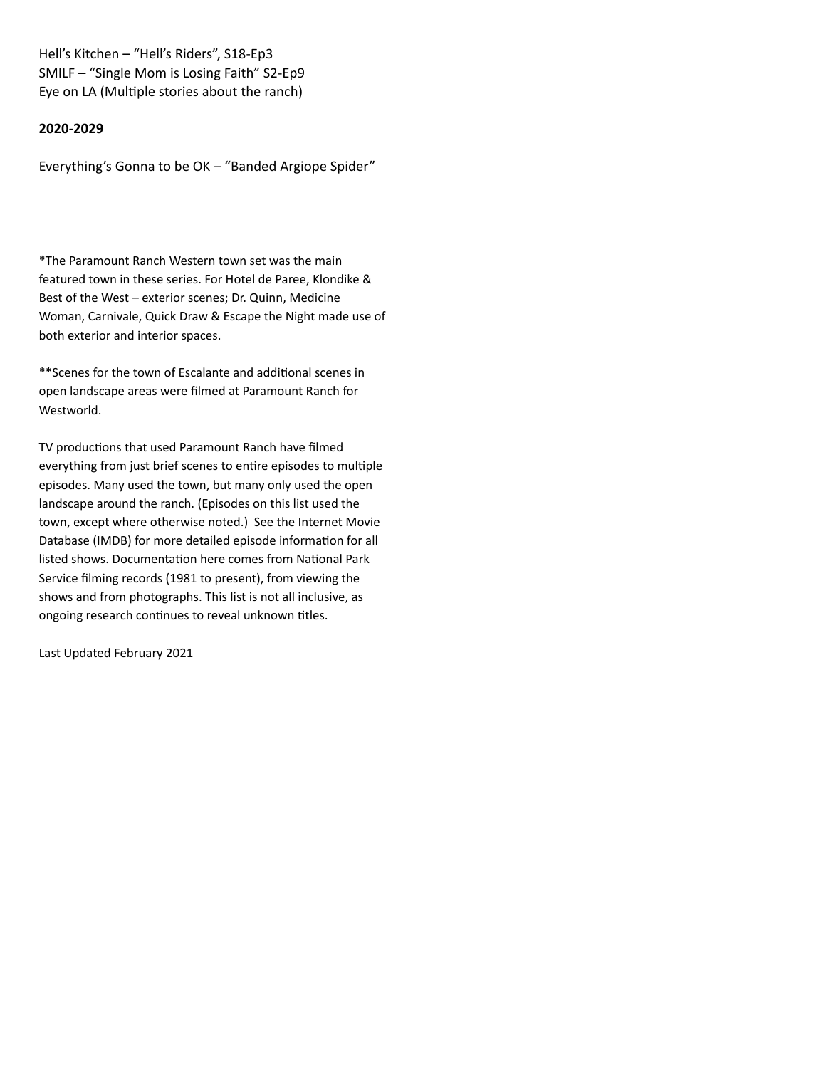Hell's Kitchen – "Hell's Riders", S18-Ep3
SMILF – "Single Mom is Losing Faith" S2-Ep9
Eye on LA (Multiple stories about the ranch)

**2020-2029**

Everything's Gonna to be OK – "Banded Argiope Spider"

*The Paramount Ranch Western town set was the main featured town in these series. For Hotel de Paree, Klondike & Best of the West – exterior scenes; Dr. Quinn, Medicine Woman, Carnivale, Quick Draw & Escape the Night made use of both exterior and interior spaces.

**Scenes for the town of Escalante and additional scenes in open landscape areas were filmed at Paramount Ranch for Westworld.

TV productions that used Paramount Ranch have filmed everything from just brief scenes to entire episodes to multiple episodes. Many used the town, but many only used the open landscape around the ranch. (Episodes on this list used the town, except where otherwise noted.) See the Internet Movie Database (IMDB) for more detailed episode information for all listed shows. Documentation here comes from National Park Service filming records (1981 to present), from viewing the shows and from photographs. This list is not all inclusive, as ongoing research continues to reveal unknown titles.

Last Updated February 2021